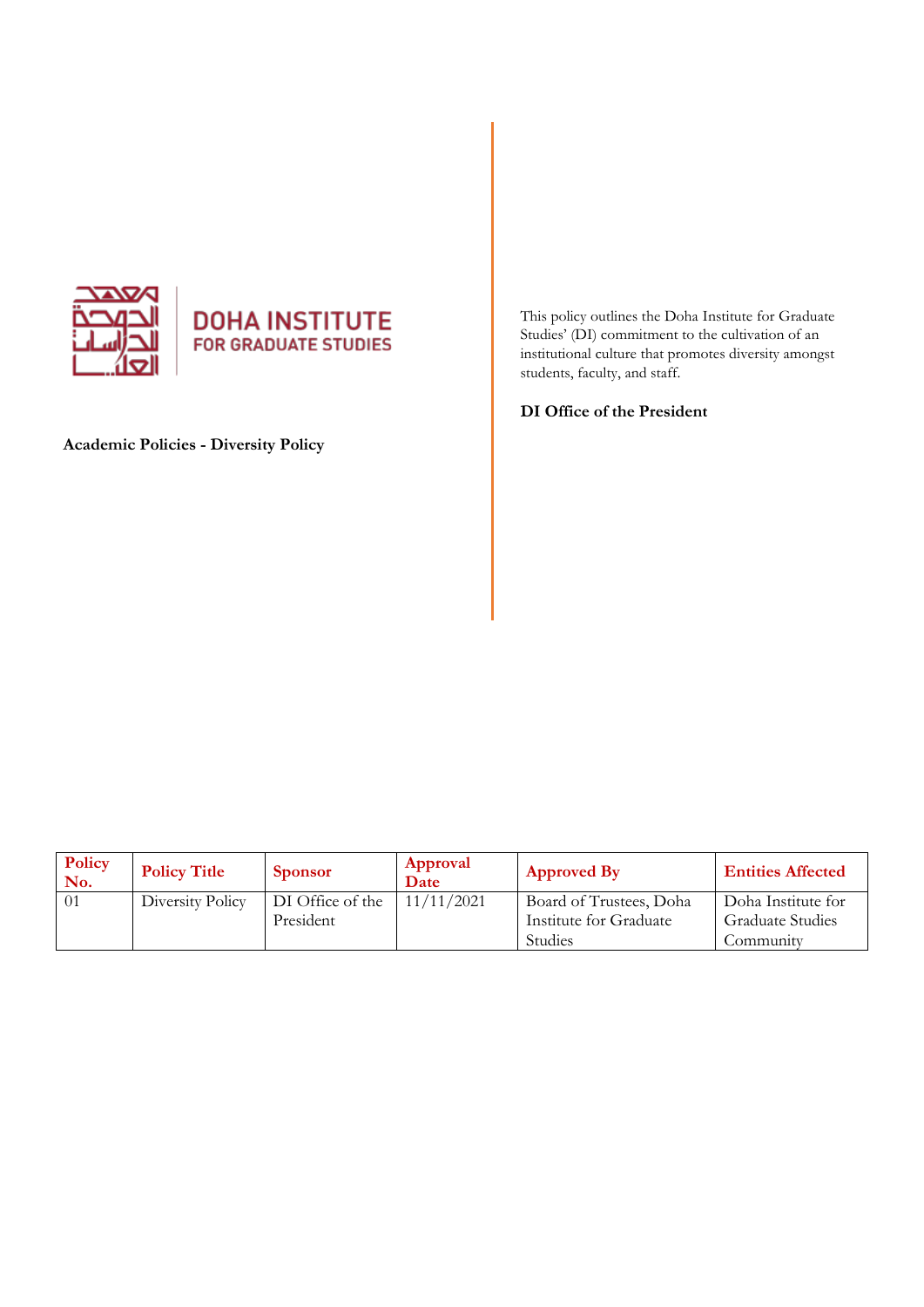DOHA INSTITUTE
FOR GRADUATE STUDIES

**Academic Policies - Diversity Policy**

This policy outlines the Doha Institute for Graduate Studies' (DI) commitment to the cultivation of an institutional culture that promotes diversity amongst students, faculty, and staff.

**DI Office of the President**

| Policy No. | Policy Title | Sponsor | Approval Date | Approved By | Entities Affected |
|---|---|---|---|---|---|
| 01 | Diversity Policy | DI Office of the President | 11/11/2021 | Board of Trustees, Doha Institute for Graduate Studies | Doha Institute for Graduate Studies Community |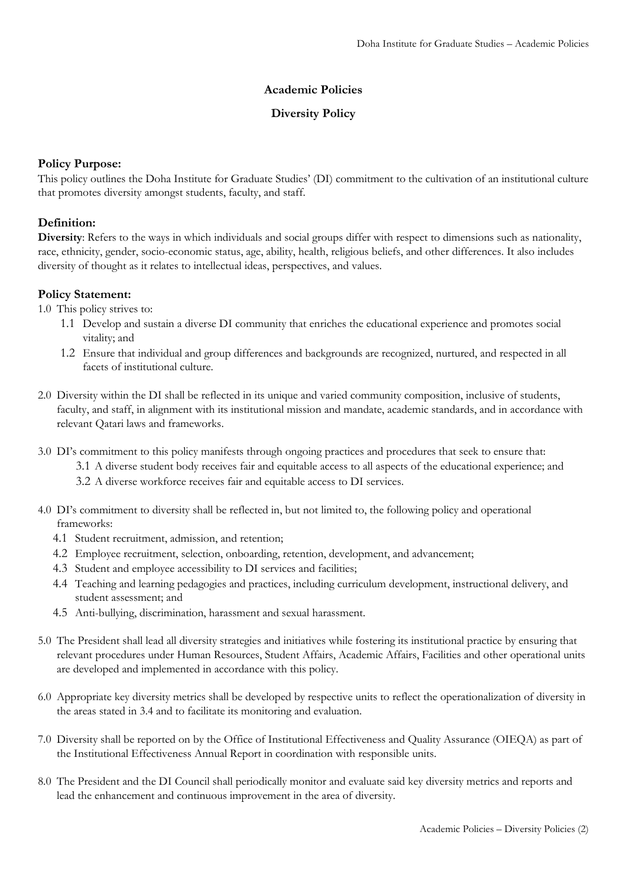## Academic Policies

## Diversity Policy

### Policy Purpose:

This policy outlines the Doha Institute for Graduate Studies' (DI) commitment to the cultivation of an institutional culture that promotes diversity amongst students, faculty, and staff.

### Definition:

**Diversity**: Refers to the ways in which individuals and social groups differ with respect to dimensions such as nationality, race, ethnicity, gender, socio-economic status, age, ability, health, religious beliefs, and other differences. It also includes diversity of thought as it relates to intellectual ideas, perspectives, and values.

### Policy Statement:

1.0 This policy strives to:

- 1.1 Develop and sustain a diverse DI community that enriches the educational experience and promotes social vitality; and
- 1.2 Ensure that individual and group differences and backgrounds are recognized, nurtured, and respected in all facets of institutional culture.

2.0 Diversity within the DI shall be reflected in its unique and varied community composition, inclusive of students, faculty, and staff, in alignment with its institutional mission and mandate, academic standards, and in accordance with relevant Qatari laws and frameworks.

3.0 DI's commitment to this policy manifests through ongoing practices and procedures that seek to ensure that:

- 3.1 A diverse student body receives fair and equitable access to all aspects of the educational experience; and
- 3.2 A diverse workforce receives fair and equitable access to DI services.

4.0 DI's commitment to diversity shall be reflected in, but not limited to, the following policy and operational frameworks:

- 4.1 Student recruitment, admission, and retention;
- 4.2 Employee recruitment, selection, onboarding, retention, development, and advancement;
- 4.3 Student and employee accessibility to DI services and facilities;
- 4.4 Teaching and learning pedagogies and practices, including curriculum development, instructional delivery, and student assessment; and
- 4.5 Anti-bullying, discrimination, harassment and sexual harassment.

5.0 The President shall lead all diversity strategies and initiatives while fostering its institutional practice by ensuring that relevant procedures under Human Resources, Student Affairs, Academic Affairs, Facilities and other operational units are developed and implemented in accordance with this policy.

6.0 Appropriate key diversity metrics shall be developed by respective units to reflect the operationalization of diversity in the areas stated in 3.4 and to facilitate its monitoring and evaluation.

7.0 Diversity shall be reported on by the Office of Institutional Effectiveness and Quality Assurance (OIEQA) as part of the Institutional Effectiveness Annual Report in coordination with responsible units.

8.0 The President and the DI Council shall periodically monitor and evaluate said key diversity metrics and reports and lead the enhancement and continuous improvement in the area of diversity.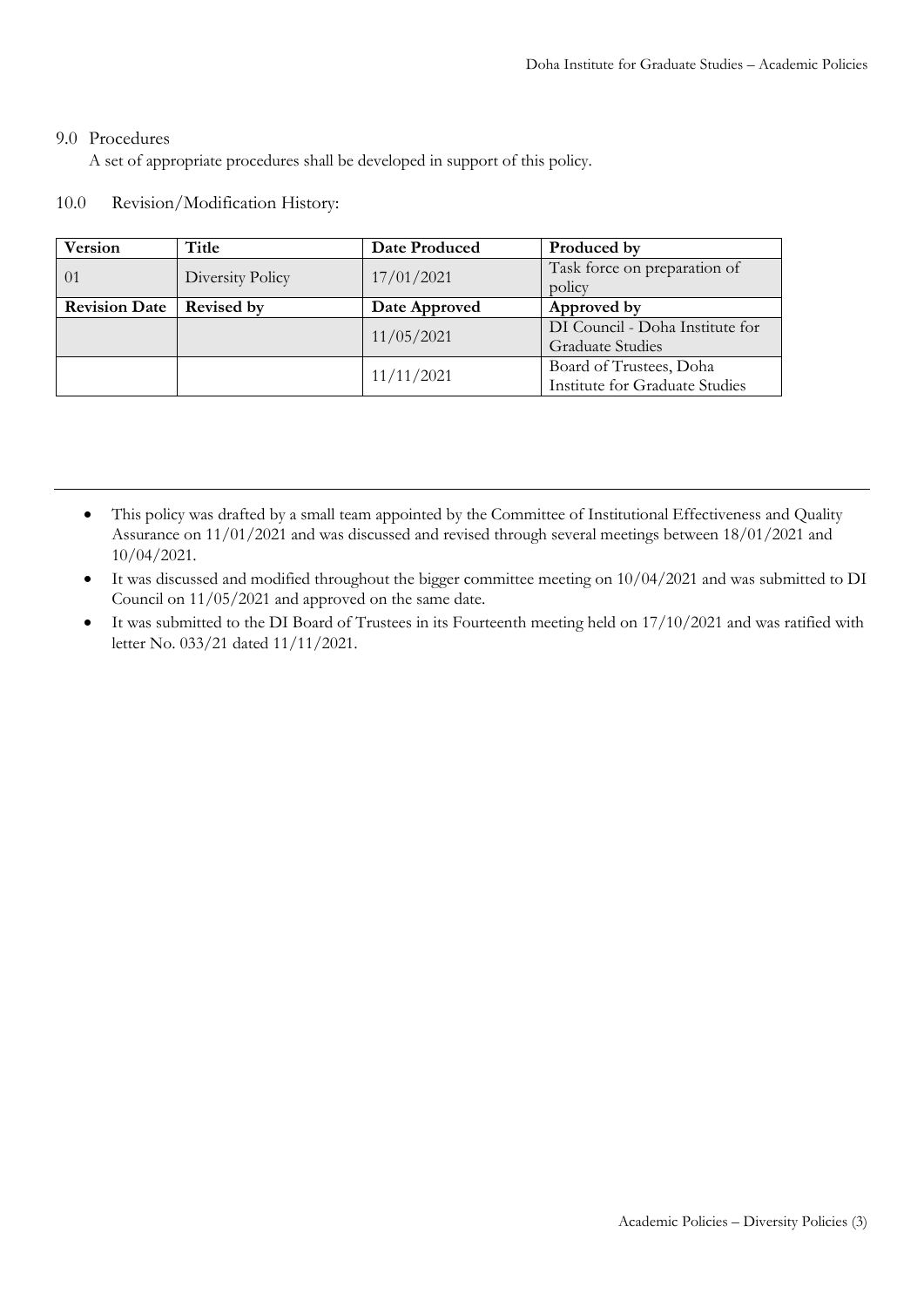## 9.0 Procedures

A set of appropriate procedures shall be developed in support of this policy.

## 10.0 Revision/Modification History:

| **Version** | **Title** | **Date Produced** | **Produced by** |
|---|---|---|---|
| 01 | Diversity Policy | 17/01/2021 | Task force on preparation of policy |
| **Revision Date** | **Revised by** | **Date Approved** | **Approved by** |
| | | 11/05/2021 | DI Council - Doha Institute for Graduate Studies |
| | | 11/11/2021 | Board of Trustees, Doha Institute for Graduate Studies |

---

- This policy was drafted by a small team appointed by the Committee of Institutional Effectiveness and Quality Assurance on 11/01/2021 and was discussed and revised through several meetings between 18/01/2021 and 10/04/2021.
- It was discussed and modified throughout the bigger committee meeting on 10/04/2021 and was submitted to DI Council on 11/05/2021 and approved on the same date.
- It was submitted to the DI Board of Trustees in its Fourteenth meeting held on 17/10/2021 and was ratified with letter No. 033/21 dated 11/11/2021.